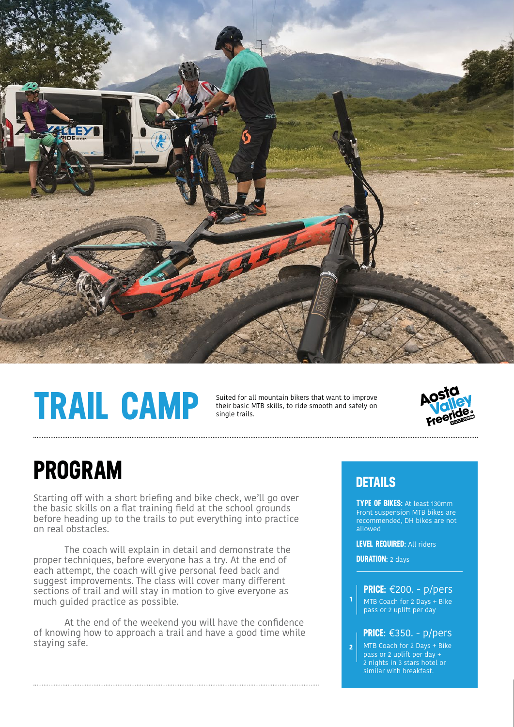# TRAIL CAMP

Suited for all mountain bikers that want to improve their basic MTB skills, to ride smooth and safely on single trails.

Aosta Valley Freeride School Division

## PROGRAM

Starting off with a short briefing and bike check, we'll go over the basic skills on a flat training field at the school grounds before heading up to the trails to put everything into practice on real obstacles.

The coach will explain in detail and demonstrate the proper techniques, before everyone has a try. At the end of each attempt, the coach will give personal feed back and suggest improvements. The class will cover many different sections of trail and will stay in motion to give everyone as much guided practice as possible.

At the end of the weekend you will have the confidence of knowing how to approach a trail and have a good time while staying safe.

## DETAILS

**TYPE OF BIKES:** At least 130mm Front suspension MTB bikes are recommended, DH bikes are not allowed

**LEVEL REQUIRED:** All riders

**DURATION:** 2 days

1. **PRICE:** €200. - p/pers
   MTB Coach for 2 Days + Bike pass or 2 uplift per day

2. **PRICE:** €350. - p/pers
   MTB Coach for 2 Days + Bike pass or 2 uplift per day + 2 nights in 3 stars hotel or similar with breakfast.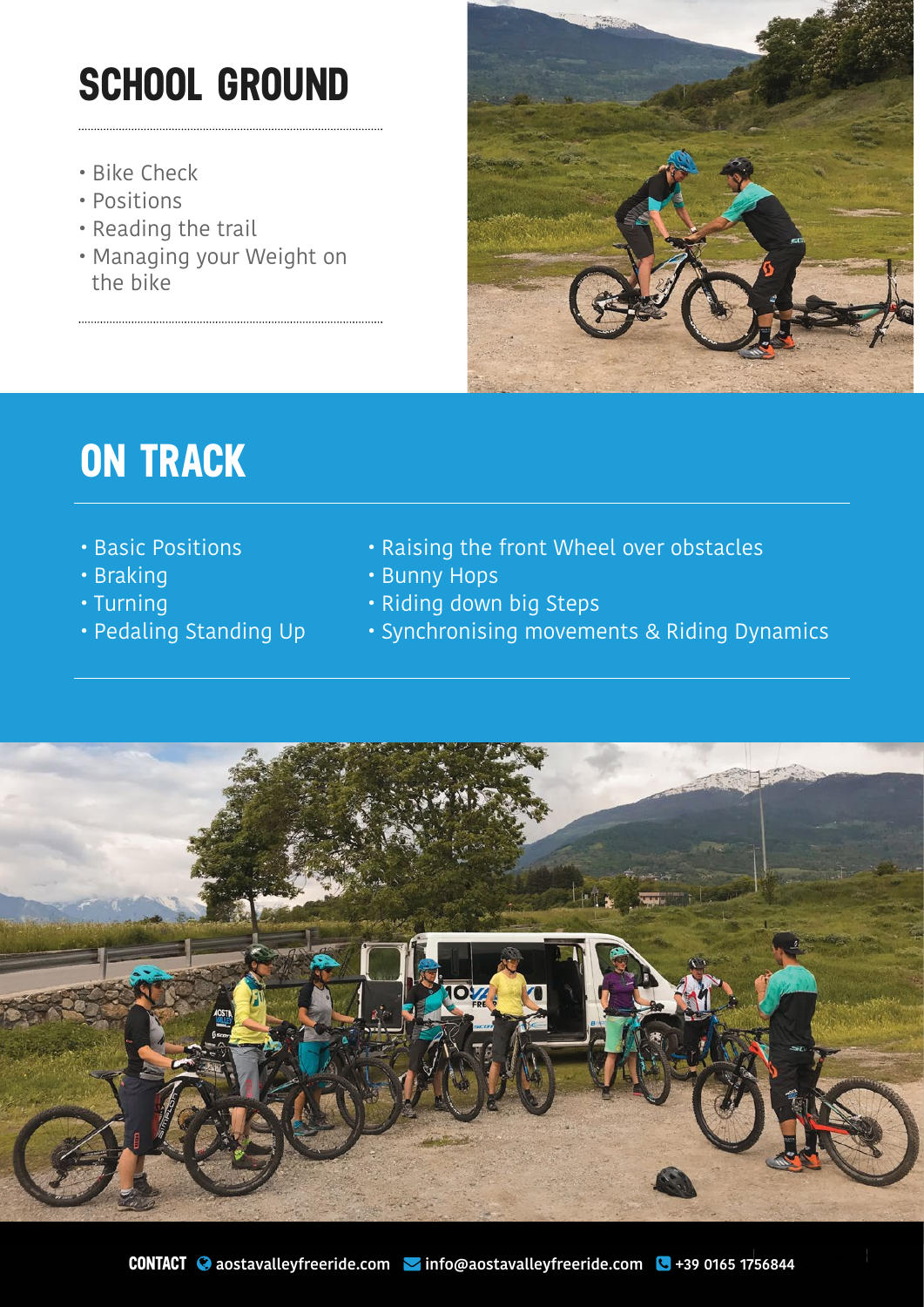# SCHOOL GROUND

- Bike Check
- Positions
- Reading the trail
- Managing your Weight on the bike

# ON TRACK

- Basic Positions
- Braking
- Turning
- Pedaling Standing Up
- Raising the front Wheel over obstacles
- Bunny Hops
- Riding down big Steps
- Synchronising movements & Riding Dynamics

**CONTACT** aostavalleyfreeride.com info@aostavalleyfreeride.com +39 0165 1756844